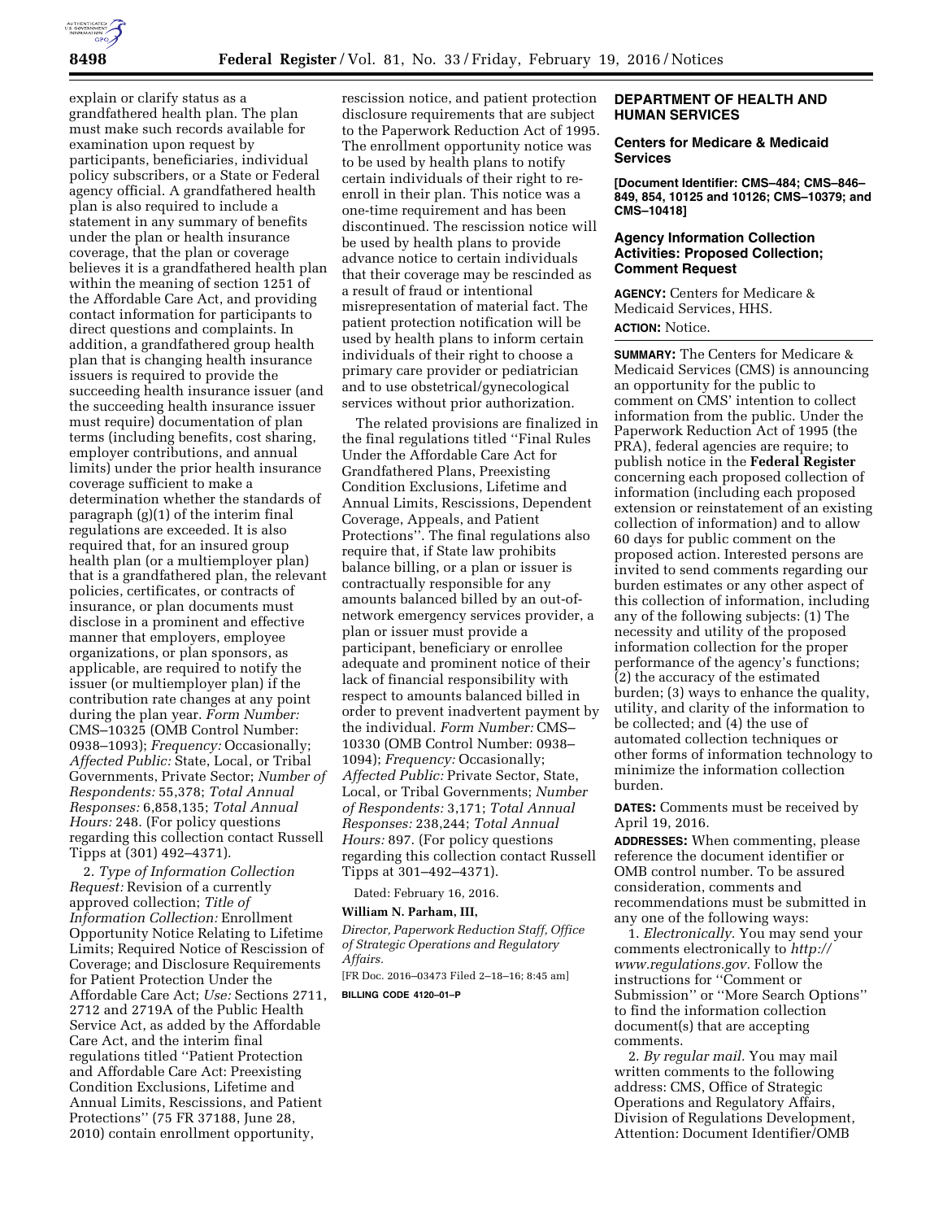explain or clarify status as a grandfathered health plan. The plan must make such records available for examination upon request by participants, beneficiaries, individual policy subscribers, or a State or Federal agency official. A grandfathered health plan is also required to include a statement in any summary of benefits under the plan or health insurance coverage, that the plan or coverage believes it is a grandfathered health plan within the meaning of section 1251 of the Affordable Care Act, and providing contact information for participants to direct questions and complaints. In addition, a grandfathered group health plan that is changing health insurance issuers is required to provide the succeeding health insurance issuer (and the succeeding health insurance issuer must require) documentation of plan terms (including benefits, cost sharing, employer contributions, and annual limits) under the prior health insurance coverage sufficient to make a determination whether the standards of paragraph (g)(1) of the interim final regulations are exceeded. It is also required that, for an insured group health plan (or a multiemployer plan) that is a grandfathered plan, the relevant policies, certificates, or contracts of insurance, or plan documents must disclose in a prominent and effective manner that employers, employee organizations, or plan sponsors, as applicable, are required to notify the issuer (or multiemployer plan) if the contribution rate changes at any point during the plan year. *Form Number:* CMS–10325 (OMB Control Number: 0938–1093); *Frequency:* Occasionally; *Affected Public:* State, Local, or Tribal Governments, Private Sector; *Number of Respondents:* 55,378; *Total Annual Responses:* 6,858,135; *Total Annual Hours:* 248. (For policy questions regarding this collection contact Russell Tipps at (301) 492–4371).

2. *Type of Information Collection Request:* Revision of a currently approved collection; *Title of Information Collection:* Enrollment Opportunity Notice Relating to Lifetime Limits; Required Notice of Rescission of Coverage; and Disclosure Requirements for Patient Protection Under the Affordable Care Act; *Use:* Sections 2711, 2712 and 2719A of the Public Health Service Act, as added by the Affordable Care Act, and the interim final regulations titled ''Patient Protection and Affordable Care Act: Preexisting Condition Exclusions, Lifetime and Annual Limits, Rescissions, and Patient Protections'' (75 FR 37188, June 28, 2010) contain enrollment opportunity, rescission notice, and patient protection disclosure requirements that are subject to the Paperwork Reduction Act of 1995. The enrollment opportunity notice was to be used by health plans to notify certain individuals of their right to re-enroll in their plan. This notice was a one-time requirement and has been discontinued. The rescission notice will be used by health plans to provide advance notice to certain individuals that their coverage may be rescinded as a result of fraud or intentional misrepresentation of material fact. The patient protection notification will be used by health plans to inform certain individuals of their right to choose a primary care provider or pediatrician and to use obstetrical/gynecological services without prior authorization.

The related provisions are finalized in the final regulations titled ''Final Rules Under the Affordable Care Act for Grandfathered Plans, Preexisting Condition Exclusions, Lifetime and Annual Limits, Rescissions, Dependent Coverage, Appeals, and Patient Protections''. The final regulations also require that, if State law prohibits balance billing, or a plan or issuer is contractually responsible for any amounts balanced billed by an out-of-network emergency services provider, a plan or issuer must provide a participant, beneficiary or enrollee adequate and prominent notice of their lack of financial responsibility with respect to amounts balanced billed in order to prevent inadvertent payment by the individual. *Form Number:* CMS–10330 (OMB Control Number: 0938–1094); *Frequency:* Occasionally; *Affected Public:* Private Sector, State, Local, or Tribal Governments; *Number of Respondents:* 3,171; *Total Annual Responses:* 238,244; *Total Annual Hours:* 897. (For policy questions regarding this collection contact Russell Tipps at 301–492–4371).

Dated: February 16, 2016.

**William N. Parham, III,**

*Director, Paperwork Reduction Staff, Office of Strategic Operations and Regulatory Affairs.*

[FR Doc. 2016–03473 Filed 2–18–16; 8:45 am]

**BILLING CODE 4120–01–P**

## DEPARTMENT OF HEALTH AND HUMAN SERVICES

### Centers for Medicare & Medicaid Services

**[Document Identifier: CMS–484; CMS–846–849, 854, 10125 and 10126; CMS–10379; and CMS–10418]**

### Agency Information Collection Activities: Proposed Collection; Comment Request

**AGENCY:** Centers for Medicare & Medicaid Services, HHS.

**ACTION:** Notice.

**SUMMARY:** The Centers for Medicare & Medicaid Services (CMS) is announcing an opportunity for the public to comment on CMS' intention to collect information from the public. Under the Paperwork Reduction Act of 1995 (the PRA), federal agencies are require; to publish notice in the **Federal Register** concerning each proposed collection of information (including each proposed extension or reinstatement of an existing collection of information) and to allow 60 days for public comment on the proposed action. Interested persons are invited to send comments regarding our burden estimates or any other aspect of this collection of information, including any of the following subjects: (1) The necessity and utility of the proposed information collection for the proper performance of the agency's functions; (2) the accuracy of the estimated burden; (3) ways to enhance the quality, utility, and clarity of the information to be collected; and (4) the use of automated collection techniques or other forms of information technology to minimize the information collection burden.

**DATES:** Comments must be received by April 19, 2016.

**ADDRESSES:** When commenting, please reference the document identifier or OMB control number. To be assured consideration, comments and recommendations must be submitted in any one of the following ways:

1. *Electronically.* You may send your comments electronically to *http://www.regulations.gov*. Follow the instructions for ''Comment or Submission'' or ''More Search Options'' to find the information collection document(s) that are accepting comments.

2. *By regular mail.* You may mail written comments to the following address: CMS, Office of Strategic Operations and Regulatory Affairs, Division of Regulations Development, Attention: Document Identifier/OMB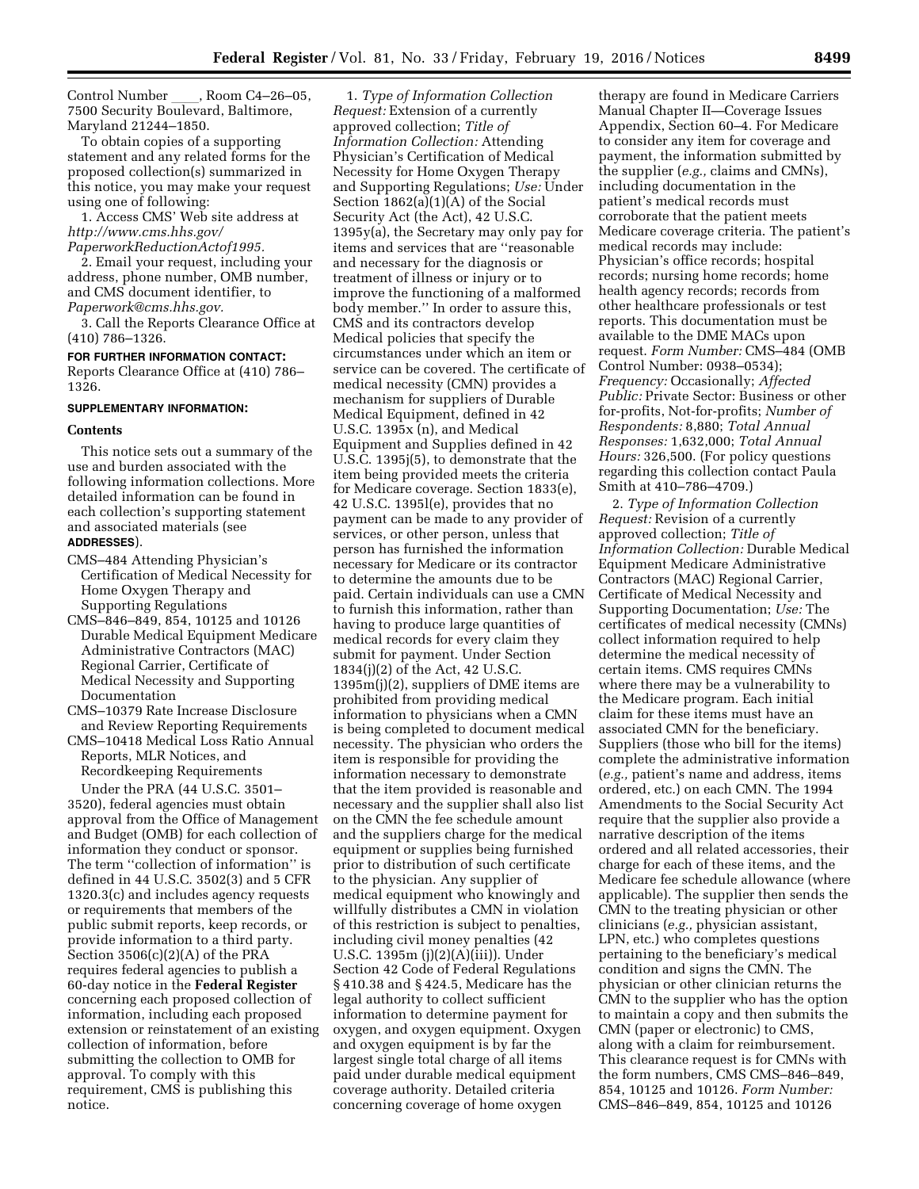Control Number ____, Room C4–26–05, 7500 Security Boulevard, Baltimore, Maryland 21244–1850.

To obtain copies of a supporting statement and any related forms for the proposed collection(s) summarized in this notice, you may make your request using one of following:

1. Access CMS' Web site address at *http://www.cms.hhs.gov/PaperworkReductionActof1995.*

2. Email your request, including your address, phone number, OMB number, and CMS document identifier, to *Paperwork@cms.hhs.gov.*

3. Call the Reports Clearance Office at (410) 786–1326.

**FOR FURTHER INFORMATION CONTACT:** Reports Clearance Office at (410) 786–1326.

**SUPPLEMENTARY INFORMATION:**

**Contents**

This notice sets out a summary of the use and burden associated with the following information collections. More detailed information can be found in each collection's supporting statement and associated materials (see **ADDRESSES**).

CMS–484 Attending Physician's Certification of Medical Necessity for Home Oxygen Therapy and Supporting Regulations

CMS–846–849, 854, 10125 and 10126 Durable Medical Equipment Medicare Administrative Contractors (MAC) Regional Carrier, Certificate of Medical Necessity and Supporting Documentation

CMS–10379 Rate Increase Disclosure and Review Reporting Requirements

CMS–10418 Medical Loss Ratio Annual Reports, MLR Notices, and Recordkeeping Requirements

Under the PRA (44 U.S.C. 3501–3520), federal agencies must obtain approval from the Office of Management and Budget (OMB) for each collection of information they conduct or sponsor. The term ''collection of information'' is defined in 44 U.S.C. 3502(3) and 5 CFR 1320.3(c) and includes agency requests or requirements that members of the public submit reports, keep records, or provide information to a third party. Section 3506(c)(2)(A) of the PRA requires federal agencies to publish a 60-day notice in the **Federal Register** concerning each proposed collection of information, including each proposed extension or reinstatement of an existing collection of information, before submitting the collection to OMB for approval. To comply with this requirement, CMS is publishing this notice.

1. *Type of Information Collection Request:* Extension of a currently approved collection; *Title of Information Collection:* Attending Physician's Certification of Medical Necessity for Home Oxygen Therapy and Supporting Regulations; *Use:* Under Section 1862(a)(1)(A) of the Social Security Act (the Act), 42 U.S.C. 1395y(a), the Secretary may only pay for items and services that are ''reasonable and necessary for the diagnosis or treatment of illness or injury or to improve the functioning of a malformed body member.'' In order to assure this, CMS and its contractors develop Medical policies that specify the circumstances under which an item or service can be covered. The certificate of medical necessity (CMN) provides a mechanism for suppliers of Durable Medical Equipment, defined in 42 U.S.C. 1395x (n), and Medical Equipment and Supplies defined in 42 U.S.C. 1395j(5), to demonstrate that the item being provided meets the criteria for Medicare coverage. Section 1833(e), 42 U.S.C. 1395l(e), provides that no payment can be made to any provider of services, or other person, unless that person has furnished the information necessary for Medicare or its contractor to determine the amounts due to be paid. Certain individuals can use a CMN to furnish this information, rather than having to produce large quantities of medical records for every claim they submit for payment. Under Section 1834(j)(2) of the Act, 42 U.S.C. 1395m(j)(2), suppliers of DME items are prohibited from providing medical information to physicians when a CMN is being completed to document medical necessity. The physician who orders the item is responsible for providing the information necessary to demonstrate that the item provided is reasonable and necessary and the supplier shall also list on the CMN the fee schedule amount and the suppliers charge for the medical equipment or supplies being furnished prior to distribution of such certificate to the physician. Any supplier of medical equipment who knowingly and willfully distributes a CMN in violation of this restriction is subject to penalties, including civil money penalties (42 U.S.C. 1395m (j)(2)(A)(iii)). Under Section 42 Code of Federal Regulations § 410.38 and § 424.5, Medicare has the legal authority to collect sufficient information to determine payment for oxygen, and oxygen equipment. Oxygen and oxygen equipment is by far the largest single total charge of all items paid under durable medical equipment coverage authority. Detailed criteria concerning coverage of home oxygen therapy are found in Medicare Carriers Manual Chapter II—Coverage Issues Appendix, Section 60–4. For Medicare to consider any item for coverage and payment, the information submitted by the supplier (*e.g.,* claims and CMNs), including documentation in the patient's medical records must corroborate that the patient meets Medicare coverage criteria. The patient's medical records may include: Physician's office records; hospital records; nursing home records; home health agency records; records from other healthcare professionals or test reports. This documentation must be available to the DME MACs upon request. *Form Number:* CMS–484 (OMB Control Number: 0938–0534); *Frequency:* Occasionally; *Affected Public:* Private Sector: Business or other for-profits, Not-for-profits; *Number of Respondents:* 8,880; *Total Annual Responses:* 1,632,000; *Total Annual Hours:* 326,500. (For policy questions regarding this collection contact Paula Smith at 410–786–4709.)

2. *Type of Information Collection Request:* Revision of a currently approved collection; *Title of Information Collection:* Durable Medical Equipment Medicare Administrative Contractors (MAC) Regional Carrier, Certificate of Medical Necessity and Supporting Documentation; *Use:* The certificates of medical necessity (CMNs) collect information required to help determine the medical necessity of certain items. CMS requires CMNs where there may be a vulnerability to the Medicare program. Each initial claim for these items must have an associated CMN for the beneficiary. Suppliers (those who bill for the items) complete the administrative information (*e.g.,* patient's name and address, items ordered, etc.) on each CMN. The 1994 Amendments to the Social Security Act require that the supplier also provide a narrative description of the items ordered and all related accessories, their charge for each of these items, and the Medicare fee schedule allowance (where applicable). The supplier then sends the CMN to the treating physician or other clinicians (*e.g.,* physician assistant, LPN, etc.) who completes questions pertaining to the beneficiary's medical condition and signs the CMN. The physician or other clinician returns the CMN to the supplier who has the option to maintain a copy and then submits the CMN (paper or electronic) to CMS, along with a claim for reimbursement. This clearance request is for CMNs with the form numbers, CMS CMS–846–849, 854, 10125 and 10126. *Form Number:* CMS–846–849, 854, 10125 and 10126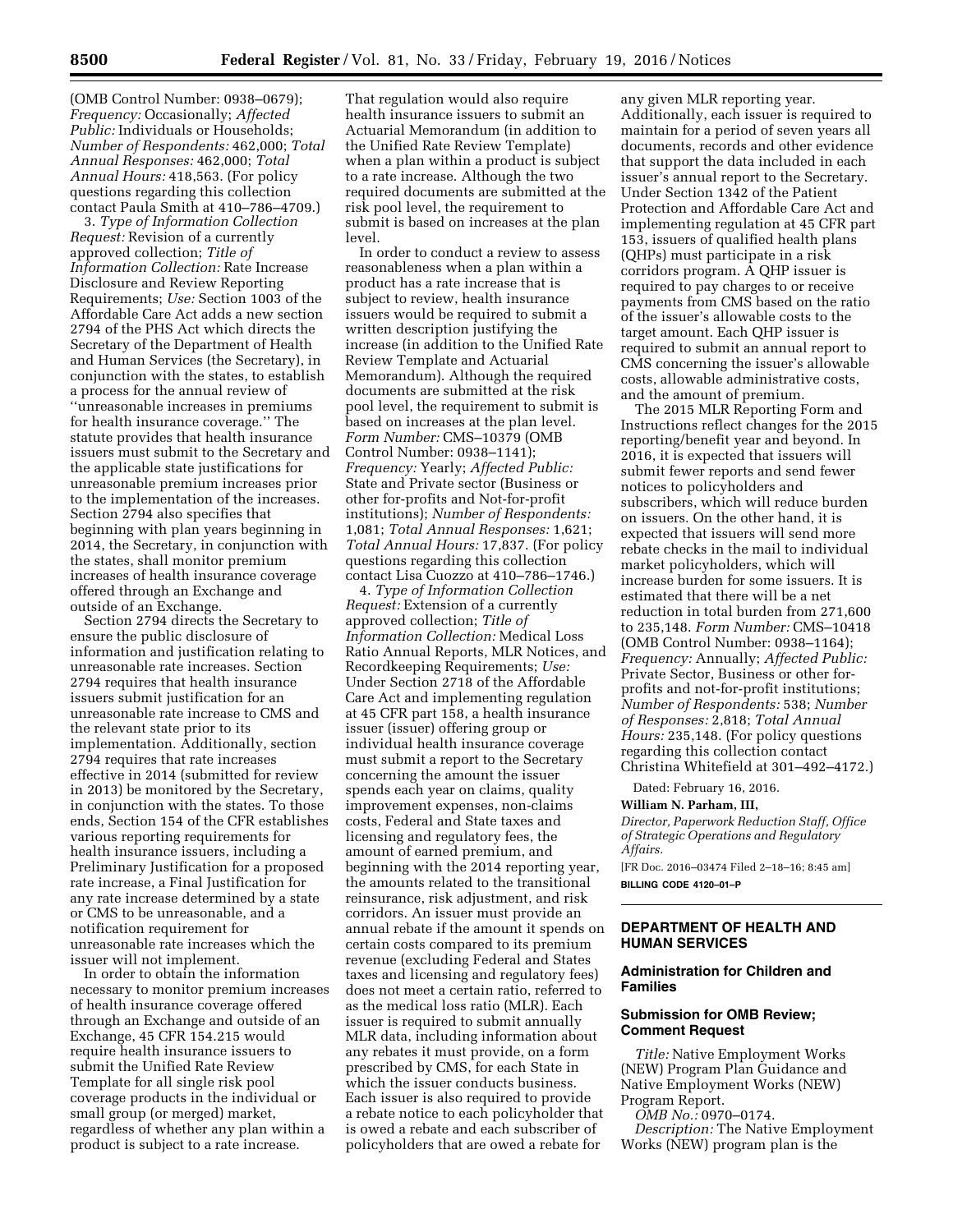(OMB Control Number: 0938–0679); *Frequency:* Occasionally; *Affected Public:* Individuals or Households; *Number of Respondents:* 462,000; *Total Annual Responses:* 462,000; *Total Annual Hours:* 418,563. (For policy questions regarding this collection contact Paula Smith at 410–786–4709.)

3. *Type of Information Collection Request:* Revision of a currently approved collection; *Title of Information Collection:* Rate Increase Disclosure and Review Reporting Requirements; *Use:* Section 1003 of the Affordable Care Act adds a new section 2794 of the PHS Act which directs the Secretary of the Department of Health and Human Services (the Secretary), in conjunction with the states, to establish a process for the annual review of "unreasonable increases in premiums for health insurance coverage." The statute provides that health insurance issuers must submit to the Secretary and the applicable state justifications for unreasonable premium increases prior to the implementation of the increases. Section 2794 also specifies that beginning with plan years beginning in 2014, the Secretary, in conjunction with the states, shall monitor premium increases of health insurance coverage offered through an Exchange and outside of an Exchange.

Section 2794 directs the Secretary to ensure the public disclosure of information and justification relating to unreasonable rate increases. Section 2794 requires that health insurance issuers submit justification for an unreasonable rate increase to CMS and the relevant state prior to its implementation. Additionally, section 2794 requires that rate increases effective in 2014 (submitted for review in 2013) be monitored by the Secretary, in conjunction with the states. To those ends, Section 154 of the CFR establishes various reporting requirements for health insurance issuers, including a Preliminary Justification for a proposed rate increase, a Final Justification for any rate increase determined by a state or CMS to be unreasonable, and a notification requirement for unreasonable rate increases which the issuer will not implement.

In order to obtain the information necessary to monitor premium increases of health insurance coverage offered through an Exchange and outside of an Exchange, 45 CFR 154.215 would require health insurance issuers to submit the Unified Rate Review Template for all single risk pool coverage products in the individual or small group (or merged) market, regardless of whether any plan within a product is subject to a rate increase. That regulation would also require health insurance issuers to submit an Actuarial Memorandum (in addition to the Unified Rate Review Template) when a plan within a product is subject to a rate increase. Although the two required documents are submitted at the risk pool level, the requirement to submit is based on increases at the plan level.

In order to conduct a review to assess reasonableness when a plan within a product has a rate increase that is subject to review, health insurance issuers would be required to submit a written description justifying the increase (in addition to the Unified Rate Review Template and Actuarial Memorandum). Although the required documents are submitted at the risk pool level, the requirement to submit is based on increases at the plan level. *Form Number:* CMS–10379 (OMB Control Number: 0938–1141); *Frequency:* Yearly; *Affected Public:* State and Private sector (Business or other for-profits and Not-for-profit institutions); *Number of Respondents:* 1,081; *Total Annual Responses:* 1,621; *Total Annual Hours:* 17,837. (For policy questions regarding this collection contact Lisa Cuozzo at 410–786–1746.)

4. *Type of Information Collection Request:* Extension of a currently approved collection; *Title of Information Collection:* Medical Loss Ratio Annual Reports, MLR Notices, and Recordkeeping Requirements; *Use:* Under Section 2718 of the Affordable Care Act and implementing regulation at 45 CFR part 158, a health insurance issuer (issuer) offering group or individual health insurance coverage must submit a report to the Secretary concerning the amount the issuer spends each year on claims, quality improvement expenses, non-claims costs, Federal and State taxes and licensing and regulatory fees, the amount of earned premium, and beginning with the 2014 reporting year, the amounts related to the transitional reinsurance, risk adjustment, and risk corridors. An issuer must provide an annual rebate if the amount it spends on certain costs compared to its premium revenue (excluding Federal and States taxes and licensing and regulatory fees) does not meet a certain ratio, referred to as the medical loss ratio (MLR). Each issuer is required to submit annually MLR data, including information about any rebates it must provide, on a form prescribed by CMS, for each State in which the issuer conducts business. Each issuer is also required to provide a rebate notice to each policyholder that is owed a rebate and each subscriber of policyholders that are owed a rebate for any given MLR reporting year. Additionally, each issuer is required to maintain for a period of seven years all documents, records and other evidence that support the data included in each issuer's annual report to the Secretary. Under Section 1342 of the Patient Protection and Affordable Care Act and implementing regulation at 45 CFR part 153, issuers of qualified health plans (QHPs) must participate in a risk corridors program. A QHP issuer is required to pay charges to or receive payments from CMS based on the ratio of the issuer's allowable costs to the target amount. Each QHP issuer is required to submit an annual report to CMS concerning the issuer's allowable costs, allowable administrative costs, and the amount of premium.

The 2015 MLR Reporting Form and Instructions reflect changes for the 2015 reporting/benefit year and beyond. In 2016, it is expected that issuers will submit fewer reports and send fewer notices to policyholders and subscribers, which will reduce burden on issuers. On the other hand, it is expected that issuers will send more rebate checks in the mail to individual market policyholders, which will increase burden for some issuers. It is estimated that there will be a net reduction in total burden from 271,600 to 235,148. *Form Number:* CMS–10418 (OMB Control Number: 0938–1164); *Frequency:* Annually; *Affected Public:* Private Sector, Business or other for-profits and not-for-profit institutions; *Number of Respondents:* 538; *Number of Responses:* 2,818; *Total Annual Hours:* 235,148. (For policy questions regarding this collection contact Christina Whitefield at 301–492–4172.)

Dated: February 16, 2016.

**William N. Parham, III,**

*Director, Paperwork Reduction Staff, Office of Strategic Operations and Regulatory Affairs.*

[FR Doc. 2016–03474 Filed 2–18–16; 8:45 am]

**BILLING CODE 4120–01–P**

## DEPARTMENT OF HEALTH AND HUMAN SERVICES

### Administration for Children and Families

### Submission for OMB Review; Comment Request

*Title:* Native Employment Works (NEW) Program Plan Guidance and Native Employment Works (NEW) Program Report.

*OMB No.:* 0970–0174.

*Description:* The Native Employment Works (NEW) program plan is the